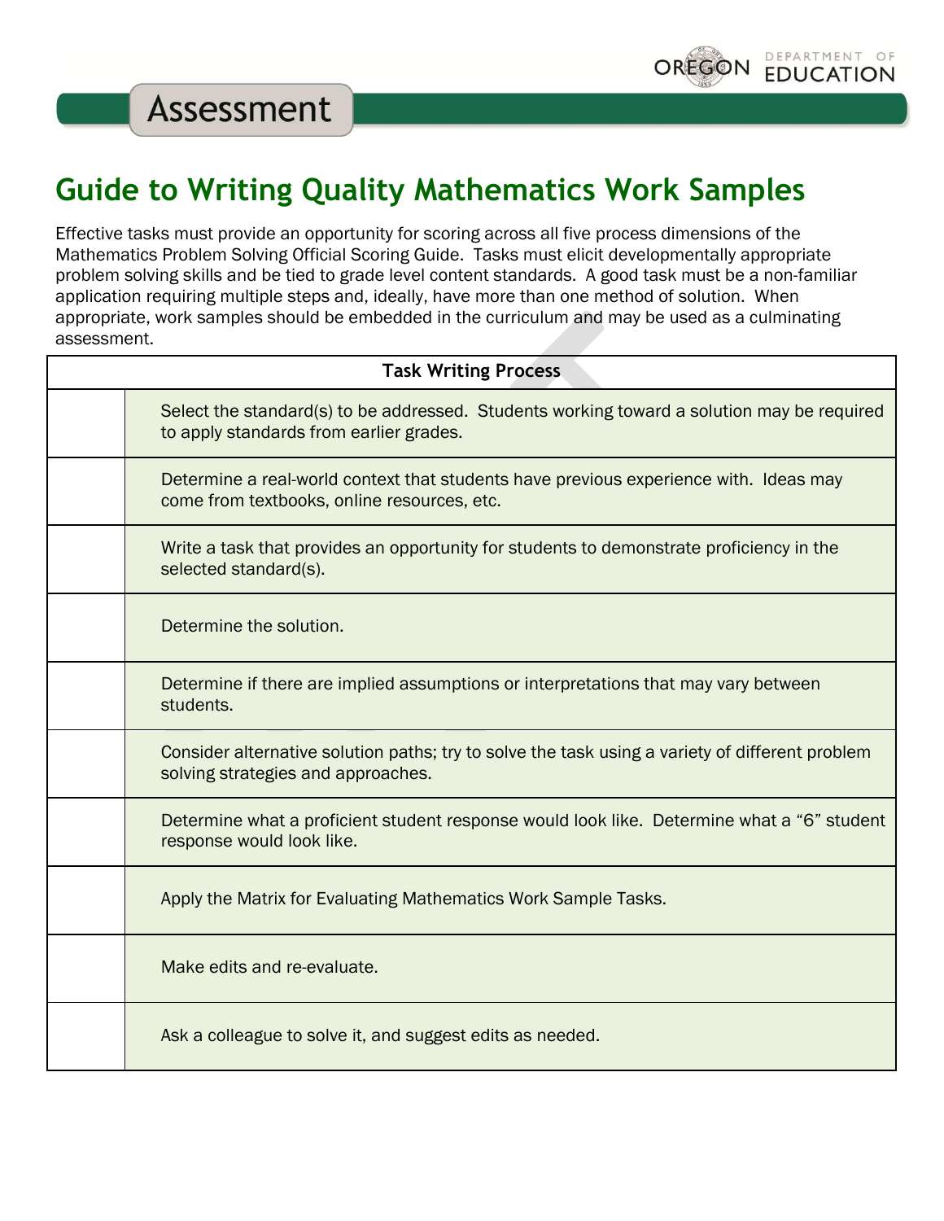# Guide to Writing Quality Mathematics Work Samples

Effective tasks must provide an opportunity for scoring across all five process dimensions of the Mathematics Problem Solving Official Scoring Guide. Tasks must elicit developmentally appropriate problem solving skills and be tied to grade level content standards. A good task must be a non-familiar application requiring multiple steps and, ideally, have more than one method of solution. When appropriate, work samples should be embedded in the curriculum and may be used as a culminating assessment.

| Task Writing Process | |
|---|---|
| | Select the standard(s) to be addressed. Students working toward a solution may be required to apply standards from earlier grades. |
| | Determine a real-world context that students have previous experience with. Ideas may come from textbooks, online resources, etc. |
| | Write a task that provides an opportunity for students to demonstrate proficiency in the selected standard(s). |
| | Determine the solution. |
| | Determine if there are implied assumptions or interpretations that may vary between students. |
| | Consider alternative solution paths; try to solve the task using a variety of different problem solving strategies and approaches. |
| | Determine what a proficient student response would look like. Determine what a “6” student response would look like. |
| | Apply the Matrix for Evaluating Mathematics Work Sample Tasks. |
| | Make edits and re-evaluate. |
| | Ask a colleague to solve it, and suggest edits as needed. |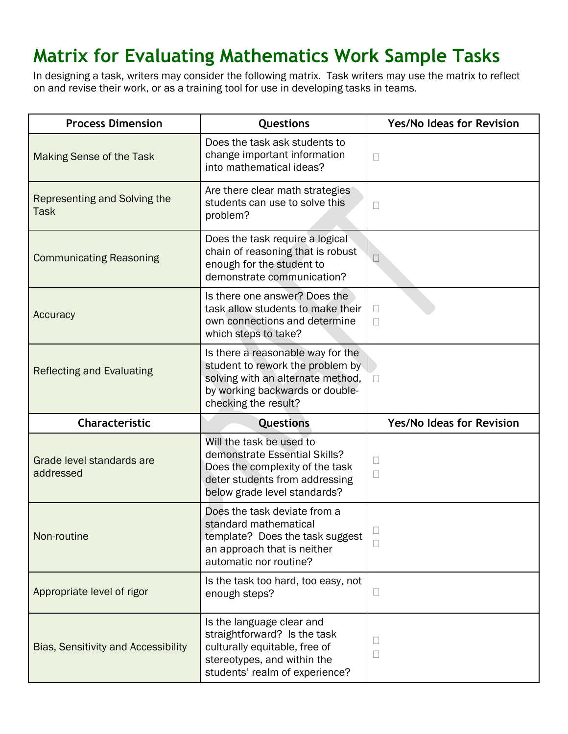# Matrix for Evaluating Mathematics Work Sample Tasks

In designing a task, writers may consider the following matrix. Task writers may use the matrix to reflect on and revise their work, or as a training tool for use in developing tasks in teams.

| Process Dimension | Questions | Yes/No Ideas for Revision |
|---|---|---|
| Making Sense of the Task | Does the task ask students to change important information into mathematical ideas? | ☐ |
| Representing and Solving the Task | Are there clear math strategies students can use to solve this problem? | ☐ |
| Communicating Reasoning | Does the task require a logical chain of reasoning that is robust enough for the student to demonstrate communication? | ☐ |
| Accuracy | Is there one answer? Does the task allow students to make their own connections and determine which steps to take? | ☐<br>☐ |
| Reflecting and Evaluating | Is there a reasonable way for the student to rework the problem by solving with an alternate method, by working backwards or double-checking the result? | ☐ |
| **Characteristic** | **Questions** | **Yes/No Ideas for Revision** |
| Grade level standards are addressed | Will the task be used to demonstrate Essential Skills? Does the complexity of the task deter students from addressing below grade level standards? | ☐<br>☐ |
| Non-routine | Does the task deviate from a standard mathematical template? Does the task suggest an approach that is neither automatic nor routine? | ☐<br>☐ |
| Appropriate level of rigor | Is the task too hard, too easy, not enough steps? | ☐ |
| Bias, Sensitivity and Accessibility | Is the language clear and straightforward? Is the task culturally equitable, free of stereotypes, and within the students' realm of experience? | ☐<br>☐ |